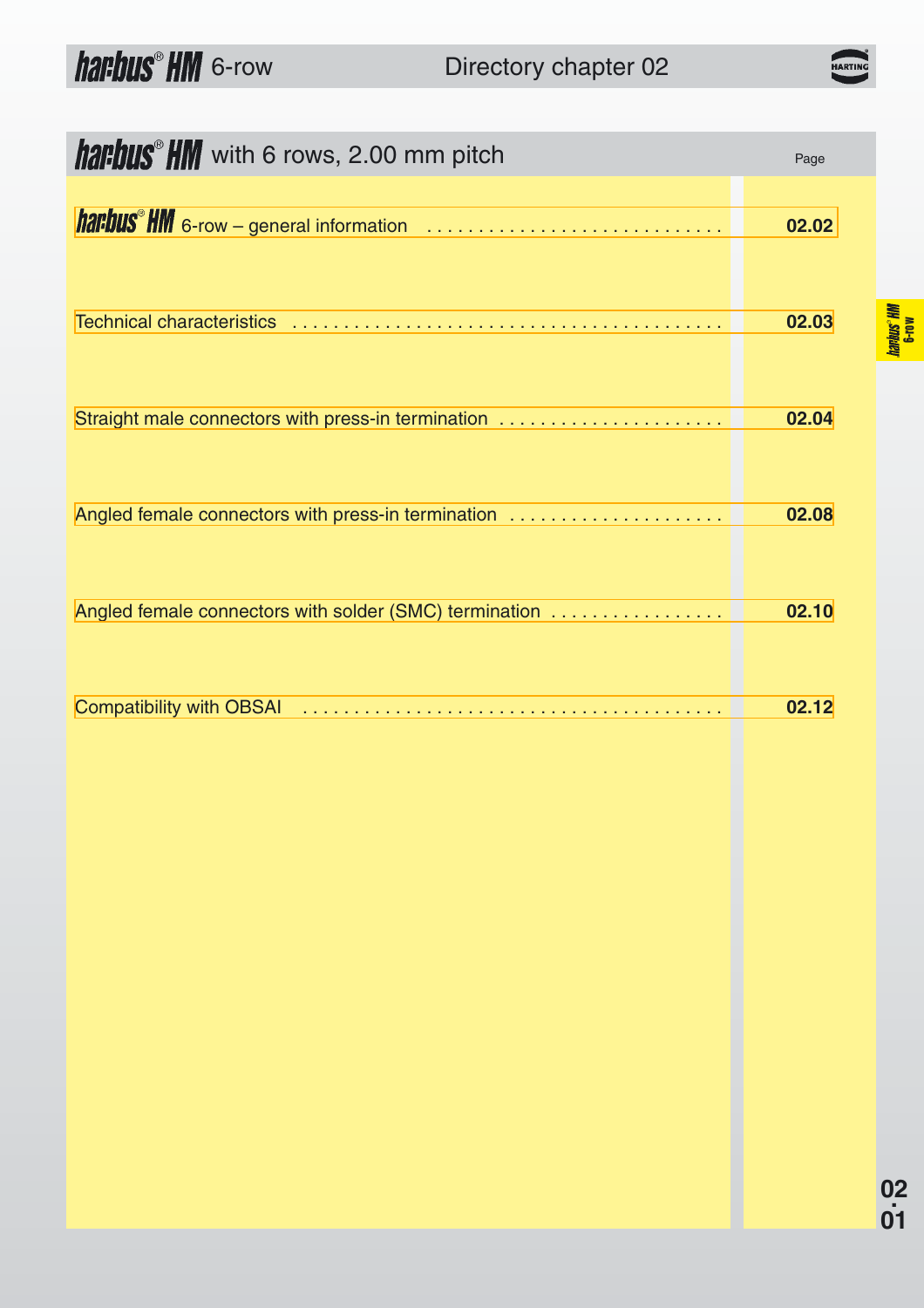# har-bus® HM with 6 rows, 2.00 mm pitch

| | Page |
|---|---|
| har-bus® HM 6-row – general information | 02.02 |
| Technical characteristics | 02.03 |
| Straight male connectors with press-in termination | 02.04 |
| Angled female connectors with press-in termination | 02.08 |
| Angled female connectors with solder (SMC) termination | 02.10 |
| Compatibility with OBSAI | 02.12 |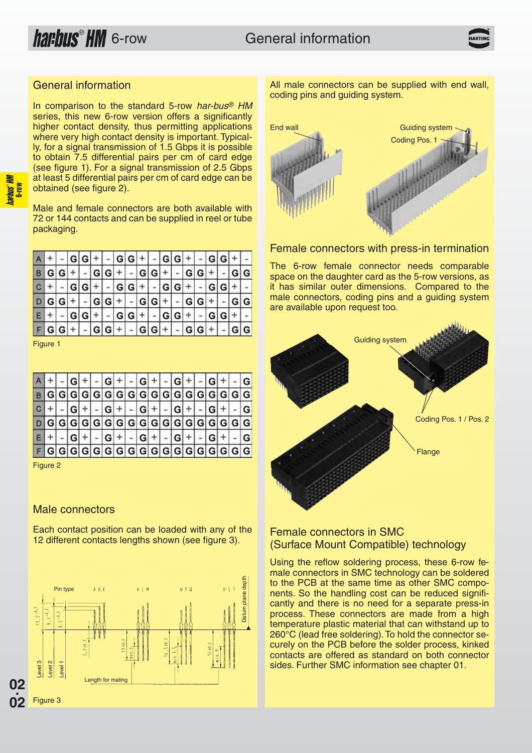## General information

In comparison to the standard 5-row *har-bus® HM* series, this new 6-row version offers a significantly higher contact density, thus permitting applications where very high contact density is important. Typically, for a signal transmission of 1.5 Gbps it is possible to obtain 7.5 differential pairs per cm of card edge (see figure 1). For a signal transmission of 2.5 Gbps at least 5 differential pairs per cm of card edge can be obtained (see figure 2).

Male and female connectors are both available with 72 or 144 contacts and can be supplied in reel or tube packaging.

| | | | | | | | | | | | | | | | | | | |
|---|---|---|---|---|---|---|---|---|---|---|---|---|---|---|---|---|---|---|
| A | + | - | G | G | + | - | G | G | + | - | G | G | + | - | G | G | + | - |
| B | G | G | + | - | G | G | + | - | G | G | + | - | G | G | + | - | G | G |
| C | + | - | G | G | + | - | G | G | + | - | G | G | + | - | G | G | + | - |
| D | G | G | + | - | G | G | + | - | G | G | + | - | G | G | + | - | G | G |
| E | + | - | G | G | + | - | G | G | + | - | G | G | + | - | G | G | + | - |
| F | G | G | + | - | G | G | + | - | G | G | + | - | G | G | + | - | G | G |

Figure 1

| | | | | | | | | | | | | | | | | | | |
|---|---|---|---|---|---|---|---|---|---|---|---|---|---|---|---|---|---|---|
| A | + | - | G | + | - | G | + | - | G | + | - | G | + | - | G | + | - | G |
| B | G | G | G | G | G | G | G | G | G | G | G | G | G | G | G | G | G | G |
| C | + | - | G | + | - | G | + | - | G | + | - | G | + | - | G | + | - | G |
| D | G | G | G | G | G | G | G | G | G | G | G | G | G | G | G | G | G | G |
| E | + | - | G | + | - | G | + | - | G | + | - | G | + | - | G | + | - | G |
| F | G | G | G | G | G | G | G | G | G | G | G | G | G | G | G | G | G | G |

Figure 2

## Male connectors

Each contact position can be loaded with any of the 12 different contacts lengths shown (see figure 3).

Figure 3

All male connectors can be supplied with end wall, coding pins and guiding system.

## Female connectors with press-in termination

The 6-row female connector needs comparable space on the daughter card as the 5-row versions, as it has similar outer dimensions. Compared to the male connectors, coding pins and a guiding system are available upon request too.

## Female connectors in SMC (Surface Mount Compatible) technology

Using the reflow soldering process, these 6-row female connectors in SMC technology can be soldered to the PCB at the same time as other SMC components. So the handling cost can be reduced significantly and there is no need for a separate press-in process. These connectors are made from a high temperature plastic material that can withstand up to 260°C (lead free soldering). To hold the connector securely on the PCB before the solder process, kinked contacts are offered as standard on both connector sides. Further SMC information see chapter 01.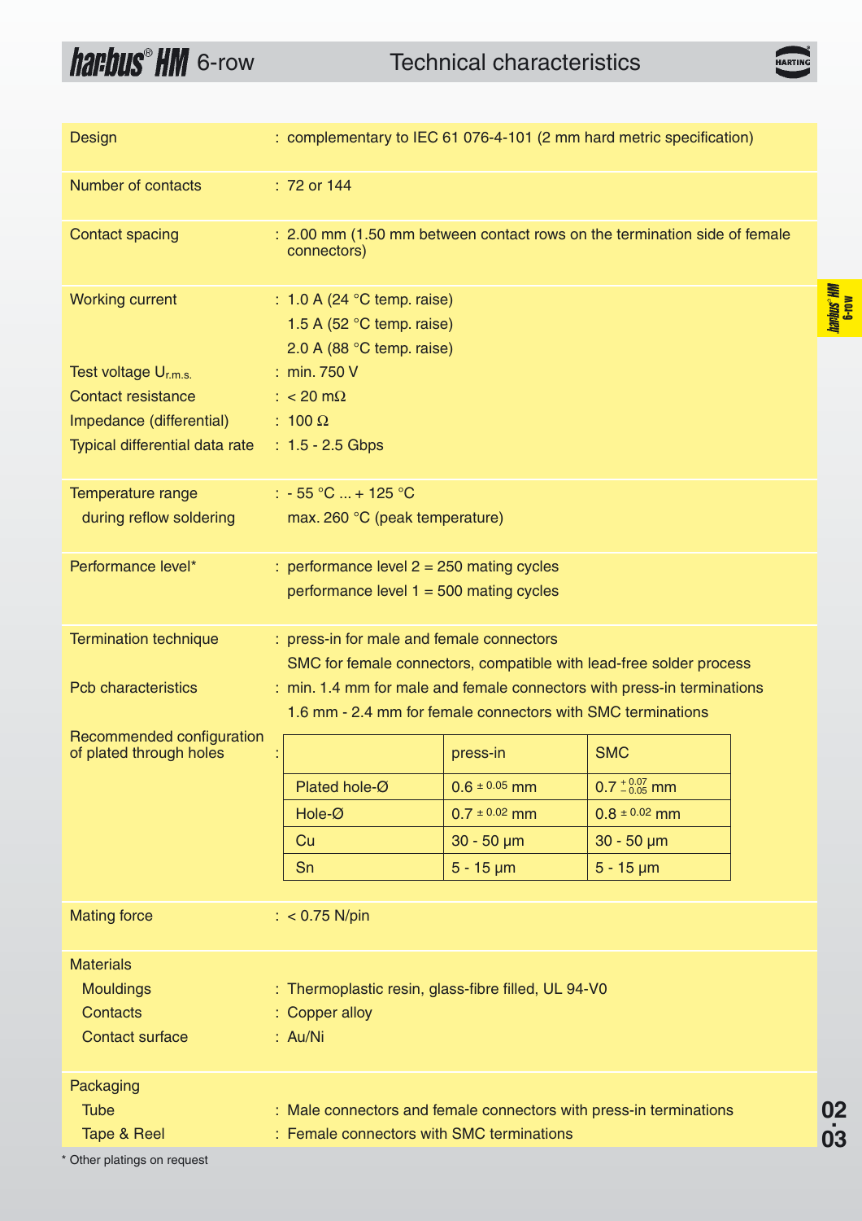# har-bus® HM 6-row — Technical characteristics

| | |
|---|---|
| Design | : complementary to IEC 61 076-4-101 (2 mm hard metric specification) |
| Number of contacts | : 72 or 144 |
| Contact spacing | : 2.00 mm (1.50 mm between contact rows on the termination side of female connectors) |
| Working current | : 1.0 A (24 °C temp. raise)<br>1.5 A (52 °C temp. raise)<br>2.0 A (88 °C temp. raise) |
| Test voltage $U_{r.m.s.}$ | : min. 750 V |
| Contact resistance | : < 20 mΩ |
| Impedance (differential) | : 100 Ω |
| Typical differential data rate | : 1.5 - 2.5 Gbps |
| Temperature range<br>during reflow soldering | : - 55 °C ... + 125 °C<br>max. 260 °C (peak temperature) |
| Performance level* | : performance level 2 = 250 mating cycles<br>performance level 1 = 500 mating cycles |
| Termination technique | : press-in for male and female connectors<br>SMC for female connectors, compatible with lead-free solder process |
| Pcb characteristics | : min. 1.4 mm for male and female connectors with press-in terminations<br>1.6 mm - 2.4 mm for female connectors with SMC terminations |

Recommended configuration of plated through holes:

| | press-in | SMC |
|---|---|---|
| Plated hole-Ø | $0.6^{\pm 0.05}$ mm | $0.7^{+0.07}_{-0.05}$ mm |
| Hole-Ø | $0.7^{\pm 0.02}$ mm | $0.8^{\pm 0.02}$ mm |
| Cu | 30 - 50 µm | 30 - 50 µm |
| Sn | 5 - 15 µm | 5 - 15 µm |

| | |
|---|---|
| Mating force | : < 0.75 N/pin |
| **Materials** | |
| Mouldings | : Thermoplastic resin, glass-fibre filled, UL 94-V0 |
| Contacts | : Copper alloy |
| Contact surface | : Au/Ni |
| **Packaging** | |
| Tube | : Male connectors and female connectors with press-in terminations |
| Tape & Reel | : Female connectors with SMC terminations |

* Other platings on request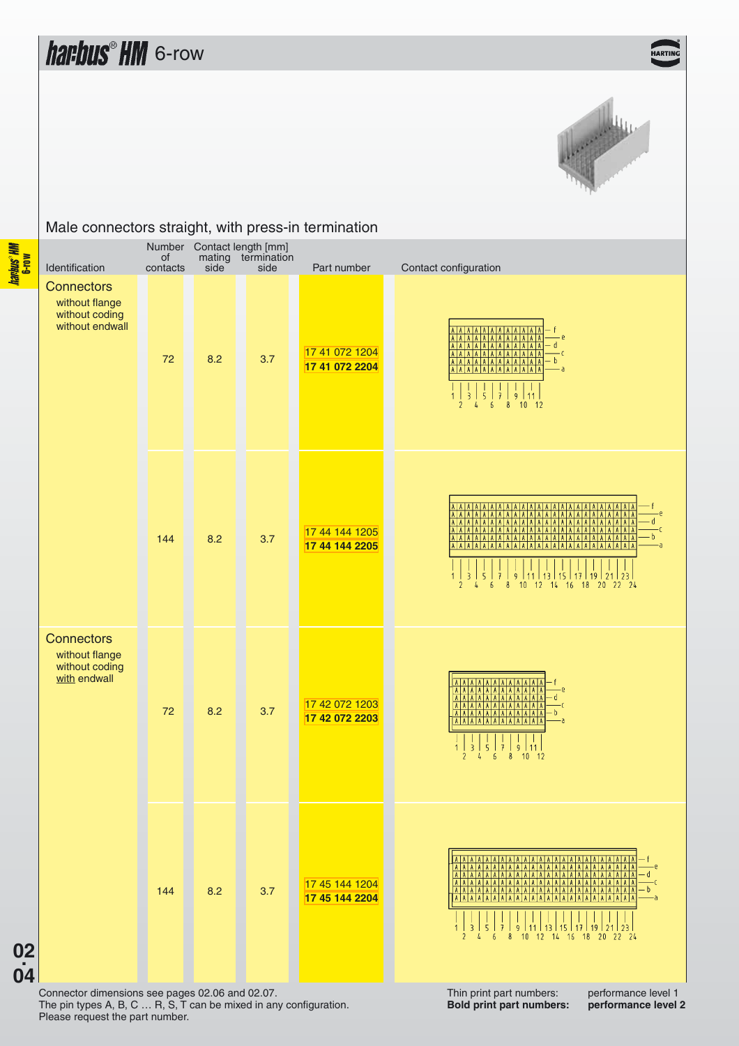# har-bus® HM 6-row

## Male connectors straight, with press-in termination

| Identification | Number of contacts | Contact length [mm] mating side | Contact length [mm] termination side | Part number | Contact configuration |
|---|---|---|---|---|---|
| **Connectors** without flange, without coding, without endwall | 72 | 8.2 | 3.7 | 17 41 072 1204 **17 41 072 2204** | |
| | 144 | 8.2 | 3.7 | 17 44 144 1205 **17 44 144 2205** | |
| **Connectors** without flange, without coding, with endwall | 72 | 8.2 | 3.7 | 17 42 072 1203 **17 42 072 2203** | |
| | 144 | 8.2 | 3.7 | 17 45 144 1204 **17 45 144 2204** | |

Connector dimensions see pages 02.06 and 02.07.
The pin types A, B, C … R, S, T can be mixed in any configuration.
Please request the part number.

Thin print part numbers: performance level 1
**Bold print part numbers: performance level 2**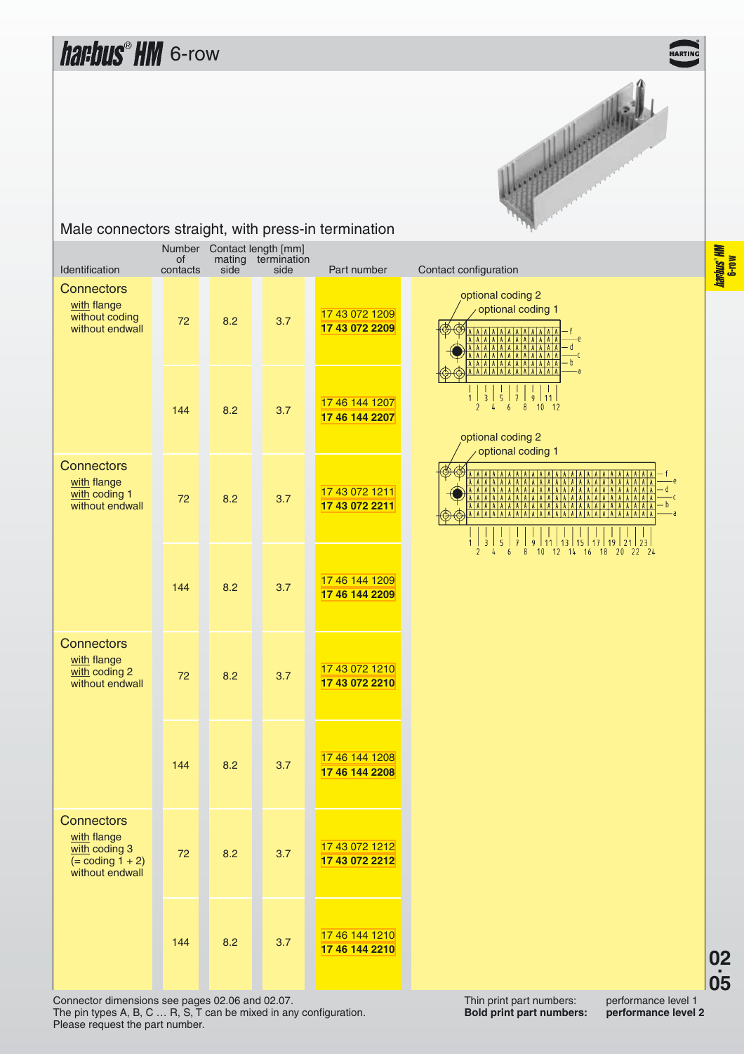# har-bus® HM 6-row

## Male connectors straight, with press-in termination

| Identification | Number of contacts | Contact length [mm] mating side | termination side | Part number | Contact configuration |
|---|---|---|---|---|---|
| **Connectors** with flange without coding without endwall | 72 | 8.2 | 3.7 | 17 43 072 1209<br>**17 43 072 2209** | optional coding 2 / optional coding 1 |
| | 144 | 8.2 | 3.7 | 17 46 144 1207<br>**17 46 144 2207** | |
| **Connectors** with flange with coding 1 without endwall | 72 | 8.2 | 3.7 | 17 43 072 1211<br>**17 43 072 2211** | optional coding 2 / optional coding 1 |
| | 144 | 8.2 | 3.7 | 17 46 144 1209<br>**17 46 144 2209** | |
| **Connectors** with flange with coding 2 without endwall | 72 | 8.2 | 3.7 | 17 43 072 1210<br>**17 43 072 2210** | |
| | 144 | 8.2 | 3.7 | 17 46 144 1208<br>**17 46 144 2208** | |
| **Connectors** with flange with coding 3 (= coding 1 + 2) without endwall | 72 | 8.2 | 3.7 | 17 43 072 1212<br>**17 43 072 2212** | |
| | 144 | 8.2 | 3.7 | 17 46 144 1210<br>**17 46 144 2210** | |

Connector dimensions see pages 02.06 and 02.07.
The pin types A, B, C … R, S, T can be mixed in any configuration.
Please request the part number.

Thin print part numbers: performance level 1
**Bold print part numbers: performance level 2**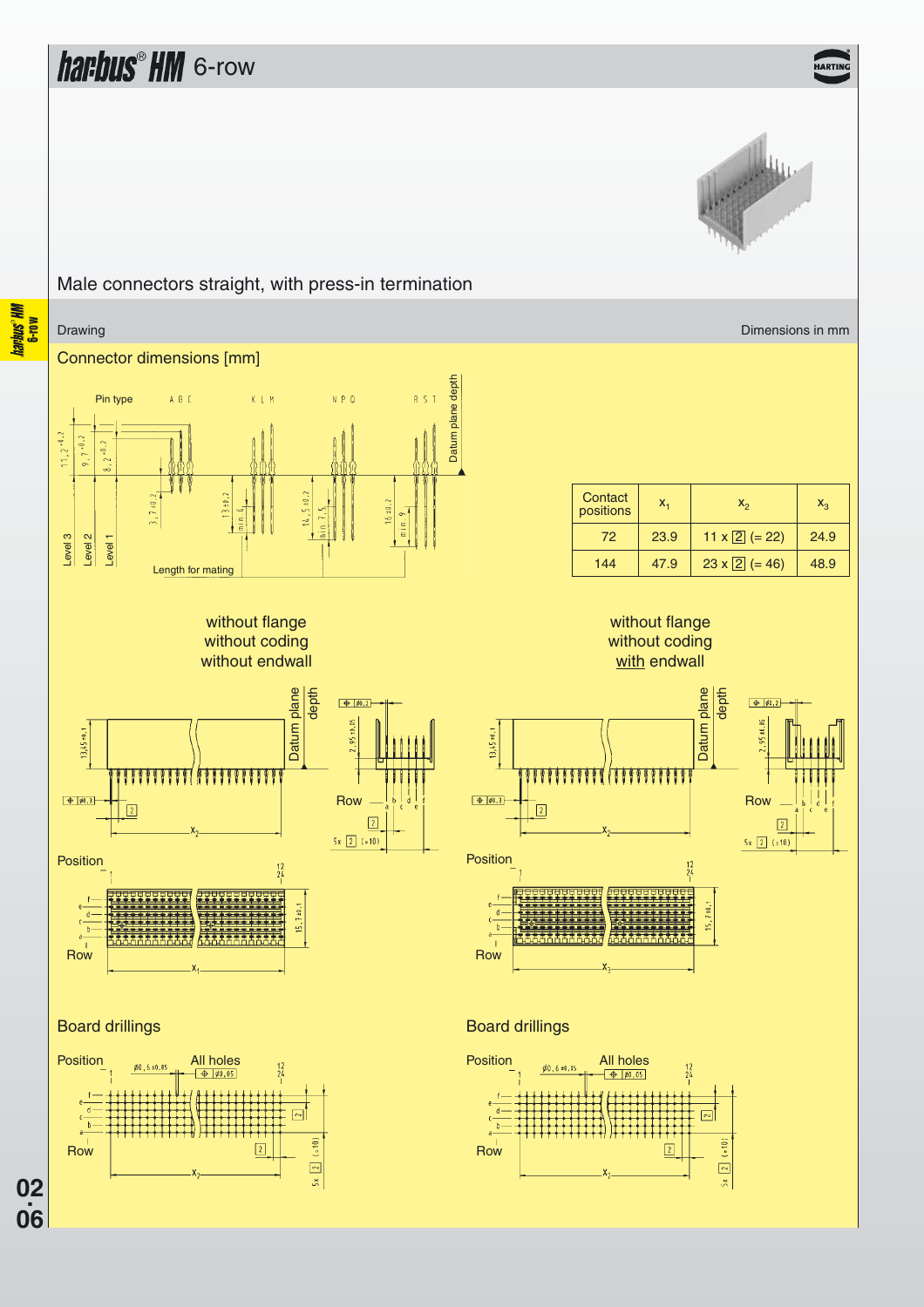Male connectors straight, with press-in termination

Drawing

Dimensions in mm

## Connector dimensions [mm]

| Contact positions | $x_1$ | $x_2$ | $x_3$ |
|---|---|---|---|
| 72 | 23.9 | 11 x 2 (= 22) | 24.9 |
| 144 | 47.9 | 23 x 2 (= 46) | 48.9 |

without flange
without coding
without endwall

without flange
without coding
with endwall

Board drillings

Board drillings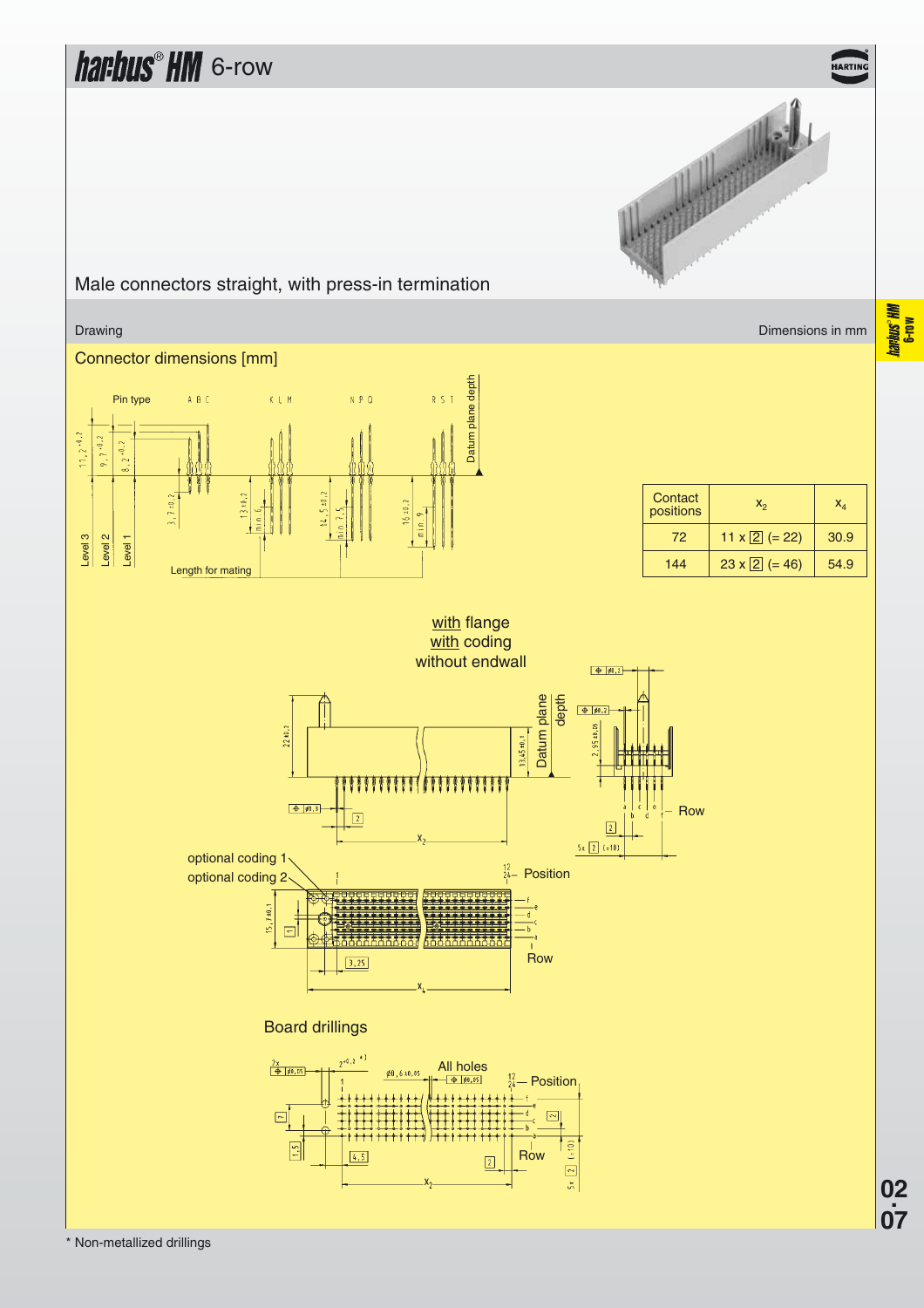# har-bus® HM 6-row

## Male connectors straight, with press-in termination

Drawing

Dimensions in mm

### Connector dimensions [mm]

Pin type: A B C, K L M, N P O, R S T

Datum plane depth

Level 3, Level 2, Level 1

Length for mating

| Contact positions | $x_2$ | $x_4$ |
|---|---|---|
| 72 | 11 x 2 (= 22) | 30.9 |
| 144 | 23 x 2 (= 46) | 54.9 |

with flange
with coding
without endwall

optional coding 1

optional coding 2

Position

Row

### Board drillings

All holes

Position

Row

\* Non-metallized drillings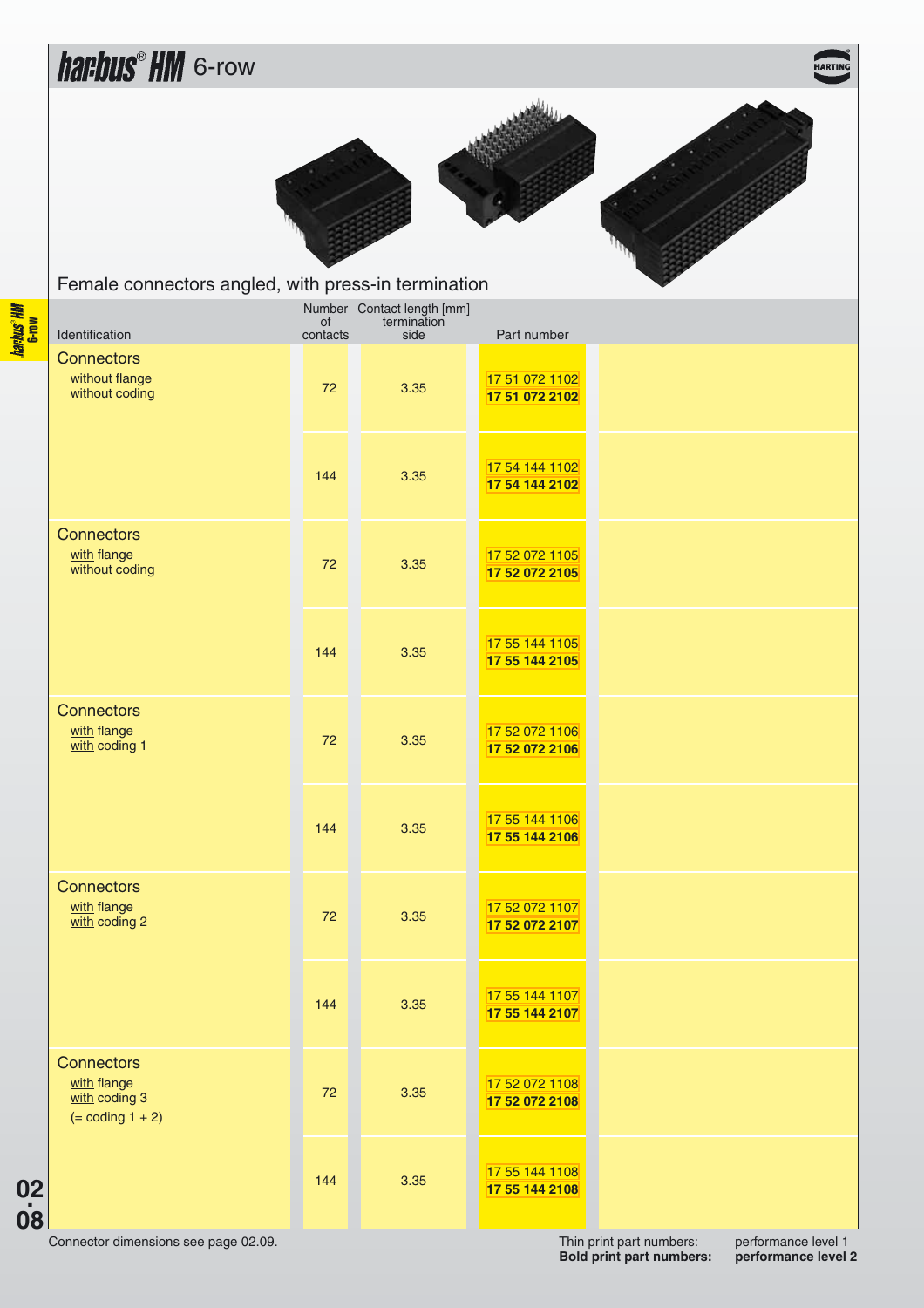# har-bus® HM 6-row

## Female connectors angled, with press-in termination

| Identification | Number of contacts | Contact length [mm] termination side | Part number |
|---|---|---|---|
| **Connectors** without flange without coding | 72 | 3.35 | 17 51 072 1102 **17 51 072 2102** |
| | 144 | 3.35 | 17 54 144 1102 **17 54 144 2102** |
| **Connectors** with flange without coding | 72 | 3.35 | 17 52 072 1105 **17 52 072 2105** |
| | 144 | 3.35 | 17 55 144 1105 **17 55 144 2105** |
| **Connectors** with flange with coding 1 | 72 | 3.35 | 17 52 072 1106 **17 52 072 2106** |
| | 144 | 3.35 | 17 55 144 1106 **17 55 144 2106** |
| **Connectors** with flange with coding 2 | 72 | 3.35 | 17 52 072 1107 **17 52 072 2107** |
| | 144 | 3.35 | 17 55 144 1107 **17 55 144 2107** |
| **Connectors** with flange with coding 3 (= coding 1 + 2) | 72 | 3.35 | 17 52 072 1108 **17 52 072 2108** |
| | 144 | 3.35 | 17 55 144 1108 **17 55 144 2108** |

Connector dimensions see page 02.09.

Thin print part numbers: performance level 1
**Bold print part numbers: performance level 2**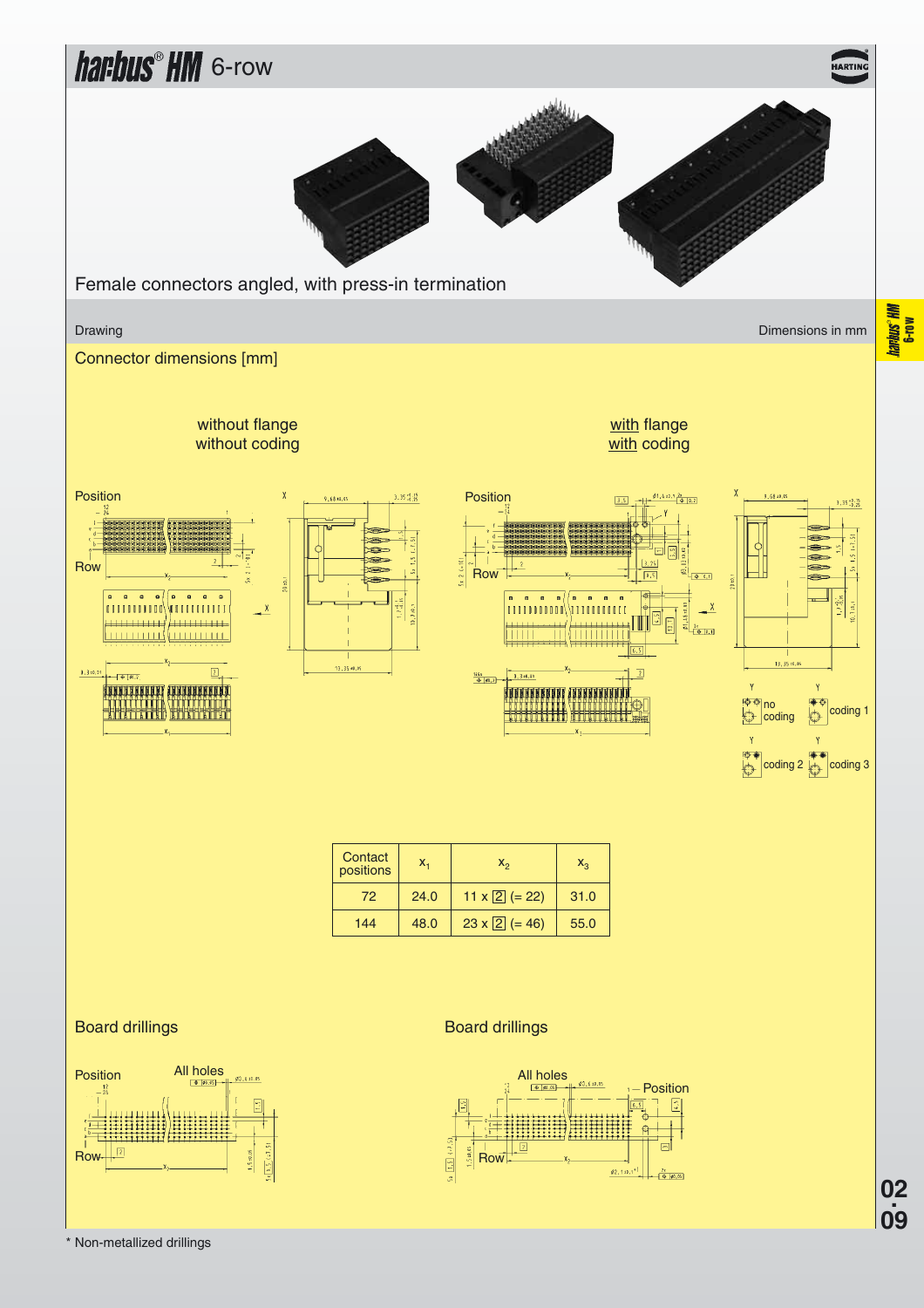# har-bus® HM 6-row

Female connectors angled, with press-in termination

Drawing

Dimensions in mm

## Connector dimensions [mm]

without flange
without coding

with flange
with coding

no coding | coding 1 | coding 2 | coding 3

| Contact positions | $x_1$ | $x_2$ | $x_3$ |
|---|---|---|---|
| 72 | 24.0 | 11 x 2 (= 22) | 31.0 |
| 144 | 48.0 | 23 x 2 (= 46) | 55.0 |

## Board drillings

## Board drillings

\* Non-metallized drillings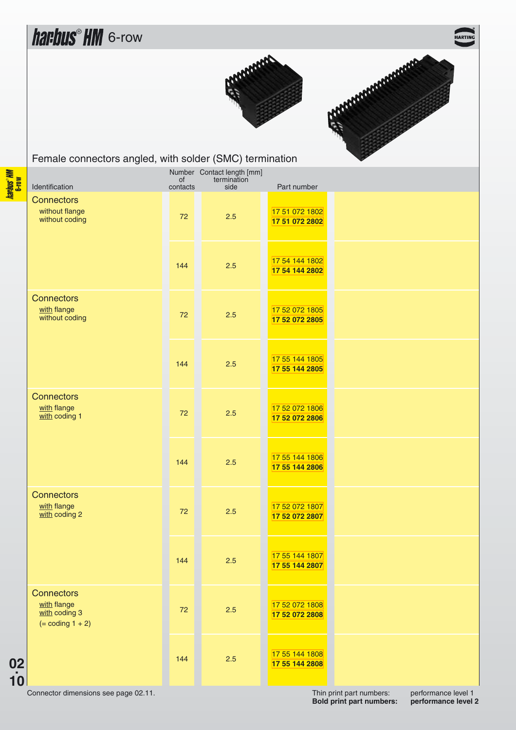# har-bus® HM 6-row

## Female connectors angled, with solder (SMC) termination

| Identification | Number of contacts | Contact length [mm] termination side | Part number |
|---|---|---|---|
| **Connectors**<br>without flange<br>without coding | 72 | 2.5 | 17 51 072 1802<br>**17 51 072 2802** |
| | 144 | 2.5 | 17 54 144 1802<br>**17 54 144 2802** |
| **Connectors**<br>with flange<br>without coding | 72 | 2.5 | 17 52 072 1805<br>**17 52 072 2805** |
| | 144 | 2.5 | 17 55 144 1805<br>**17 55 144 2805** |
| **Connectors**<br>with flange<br>with coding 1 | 72 | 2.5 | 17 52 072 1806<br>**17 52 072 2806** |
| | 144 | 2.5 | 17 55 144 1806<br>**17 55 144 2806** |
| **Connectors**<br>with flange<br>with coding 2 | 72 | 2.5 | 17 52 072 1807<br>**17 52 072 2807** |
| | 144 | 2.5 | 17 55 144 1807<br>**17 55 144 2807** |
| **Connectors**<br>with flange<br>with coding 3<br>(= coding 1 + 2) | 72 | 2.5 | 17 52 072 1808<br>**17 52 072 2808** |
| | 144 | 2.5 | 17 55 144 1808<br>**17 55 144 2808** |

Connector dimensions see page 02.11.

Thin print part numbers: performance level 1
**Bold print part numbers: performance level 2**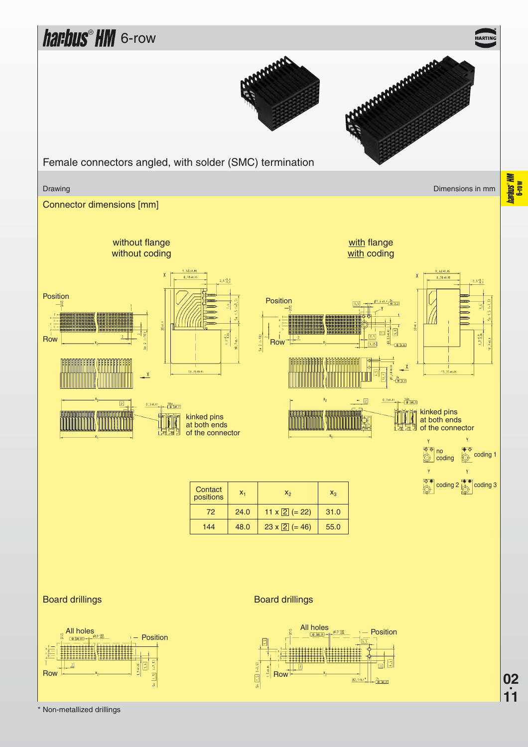# har-bus® HM 6-row

Female connectors angled, with solder (SMC) termination

Drawing

Dimensions in mm

Connector dimensions [mm]

without flange
without coding

with flange
with coding

kinked pins at both ends of the connector

kinked pins at both ends of the connector

no coding

coding 1

coding 2

coding 3

| Contact positions | $x_1$ | $x_2$ | $x_3$ |
|---|---|---|---|
| 72 | 24.0 | 11 x 2 (= 22) | 31.0 |
| 144 | 48.0 | 23 x 2 (= 46) | 55.0 |

Board drillings

Board drillings

\* Non-metallized drillings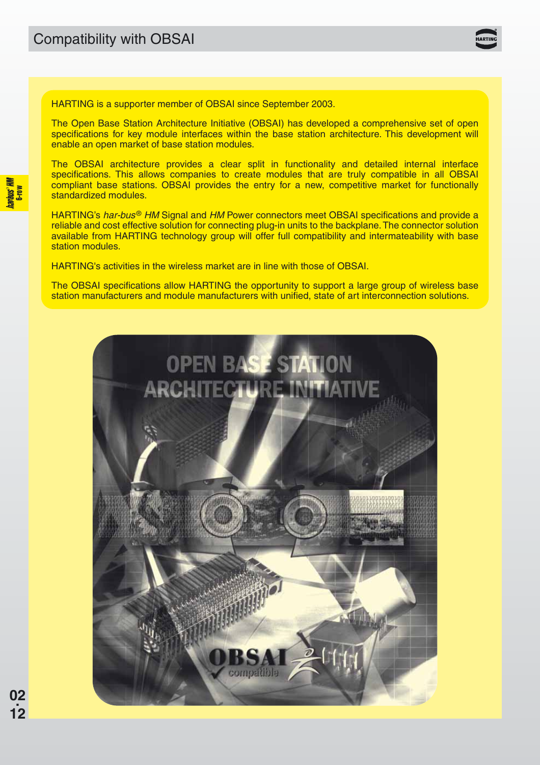# Compatibility with OBSAI

HARTING is a supporter member of OBSAI since September 2003.

The Open Base Station Architecture Initiative (OBSAI) has developed a comprehensive set of open specifications for key module interfaces within the base station architecture. This development will enable an open market of base station modules.

The OBSAI architecture provides a clear split in functionality and detailed internal interface specifications. This allows companies to create modules that are truly compatible in all OBSAI compliant base stations. OBSAI provides the entry for a new, competitive market for functionally standardized modules.

HARTING's *har-bus® HM* Signal and *HM* Power connectors meet OBSAI specifications and provide a reliable and cost effective solution for connecting plug-in units to the backplane. The connector solution available from HARTING technology group will offer full compatibility and intermateability with base station modules.

HARTING's activities in the wireless market are in line with those of OBSAI.

The OBSAI specifications allow HARTING the opportunity to support a large group of wireless base station manufacturers and module manufacturers with unified, state of art interconnection solutions.